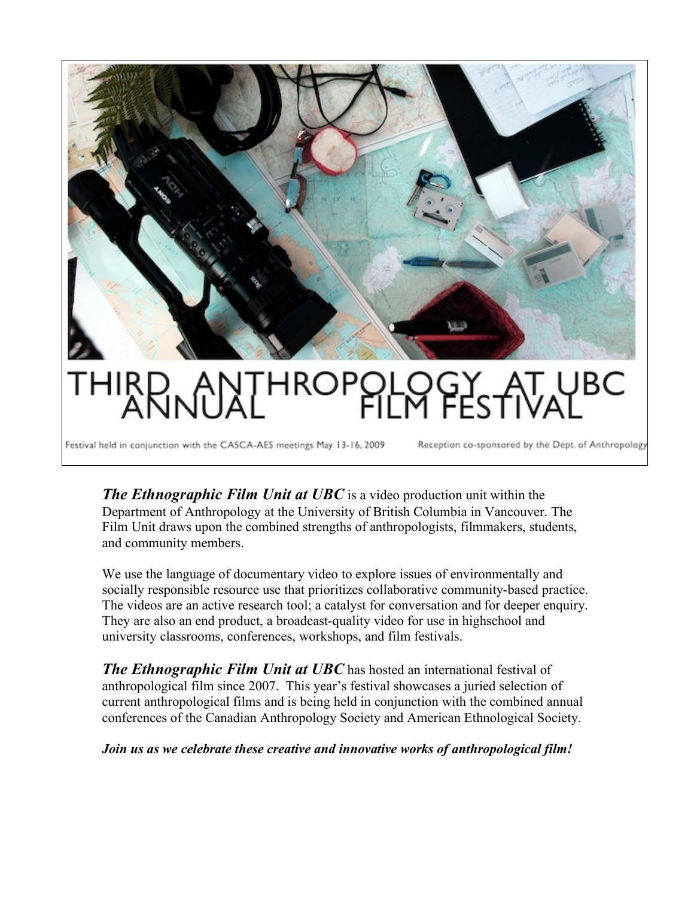# THIRD ANNUAL ANTHROPOLOGY AT UBC FILM FESTIVAL

Festival held in conjunction with the CASCA-AES meetings May 13-16, 2009

Reception co-sponsored by the Dept. of Anthropology

***The Ethnographic Film Unit at UBC*** is a video production unit within the Department of Anthropology at the University of British Columbia in Vancouver. The Film Unit draws upon the combined strengths of anthropologists, filmmakers, students, and community members.

We use the language of documentary video to explore issues of environmentally and socially responsible resource use that prioritizes collaborative community-based practice. The videos are an active research tool; a catalyst for conversation and for deeper enquiry. They are also an end product, a broadcast-quality video for use in highschool and university classrooms, conferences, workshops, and film festivals.

***The Ethnographic Film Unit at UBC*** has hosted an international festival of anthropological film since 2007. This year's festival showcases a juried selection of current anthropological films and is being held in conjunction with the combined annual conferences of the Canadian Anthropology Society and American Ethnological Society.

***Join us as we celebrate these creative and innovative works of anthropological film!***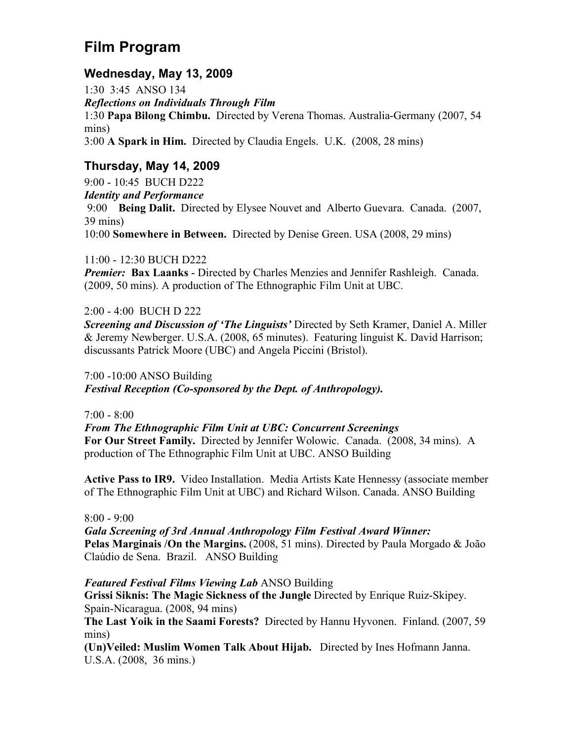# Film Program

## Wednesday, May 13, 2009

1:30 3:45 ANSO 134

***Reflections on Individuals Through Film***

1:30 **Papa Bilong Chimbu.** Directed by Verena Thomas. Australia-Germany (2007, 54 mins)

3:00 **A Spark in Him.** Directed by Claudia Engels. U.K. (2008, 28 mins)

## Thursday, May 14, 2009

9:00 - 10:45 BUCH D222

***Identity and Performance***

9:00 **Being Dalit.** Directed by Elysee Nouvet and Alberto Guevara. Canada. (2007, 39 mins)

10:00 **Somewhere in Between.** Directed by Denise Green. USA (2008, 29 mins)

11:00 - 12:30 BUCH D222

***Premier:*** **Bax Laanks** - Directed by Charles Menzies and Jennifer Rashleigh. Canada. (2009, 50 mins). A production of The Ethnographic Film Unit at UBC.

2:00 - 4:00 BUCH D 222

***Screening and Discussion of 'The Linguists'*** Directed by Seth Kramer, Daniel A. Miller & Jeremy Newberger. U.S.A. (2008, 65 minutes). Featuring linguist K. David Harrison; discussants Patrick Moore (UBC) and Angela Piccini (Bristol).

7:00 -10:00 ANSO Building

***Festival Reception (Co-sponsored by the Dept. of Anthropology).***

7:00 - 8:00

***From The Ethnographic Film Unit at UBC: Concurrent Screenings***

**For Our Street Family.** Directed by Jennifer Wolowic. Canada. (2008, 34 mins). A production of The Ethnographic Film Unit at UBC. ANSO Building

**Active Pass to IR9.** Video Installation. Media Artists Kate Hennessy (associate member of The Ethnographic Film Unit at UBC) and Richard Wilson. Canada. ANSO Building

8:00 - 9:00

***Gala Screening of 3rd Annual Anthropology Film Festival Award Winner:***

**Pelas Marginais /On the Margins.** (2008, 51 mins). Directed by Paula Morgado & João Claúdio de Sena. Brazil. ANSO Building

***Featured Festival Films Viewing Lab*** ANSO Building

**Grissi Siknis: The Magic Sickness of the Jungle** Directed by Enrique Ruiz-Skipey. Spain-Nicaragua. (2008, 94 mins)

**The Last Yoik in the Saami Forests?** Directed by Hannu Hyvonen. Finland. (2007, 59 mins)

**(Un)Veiled: Muslim Women Talk About Hijab.** Directed by Ines Hofmann Janna. U.S.A. (2008, 36 mins.)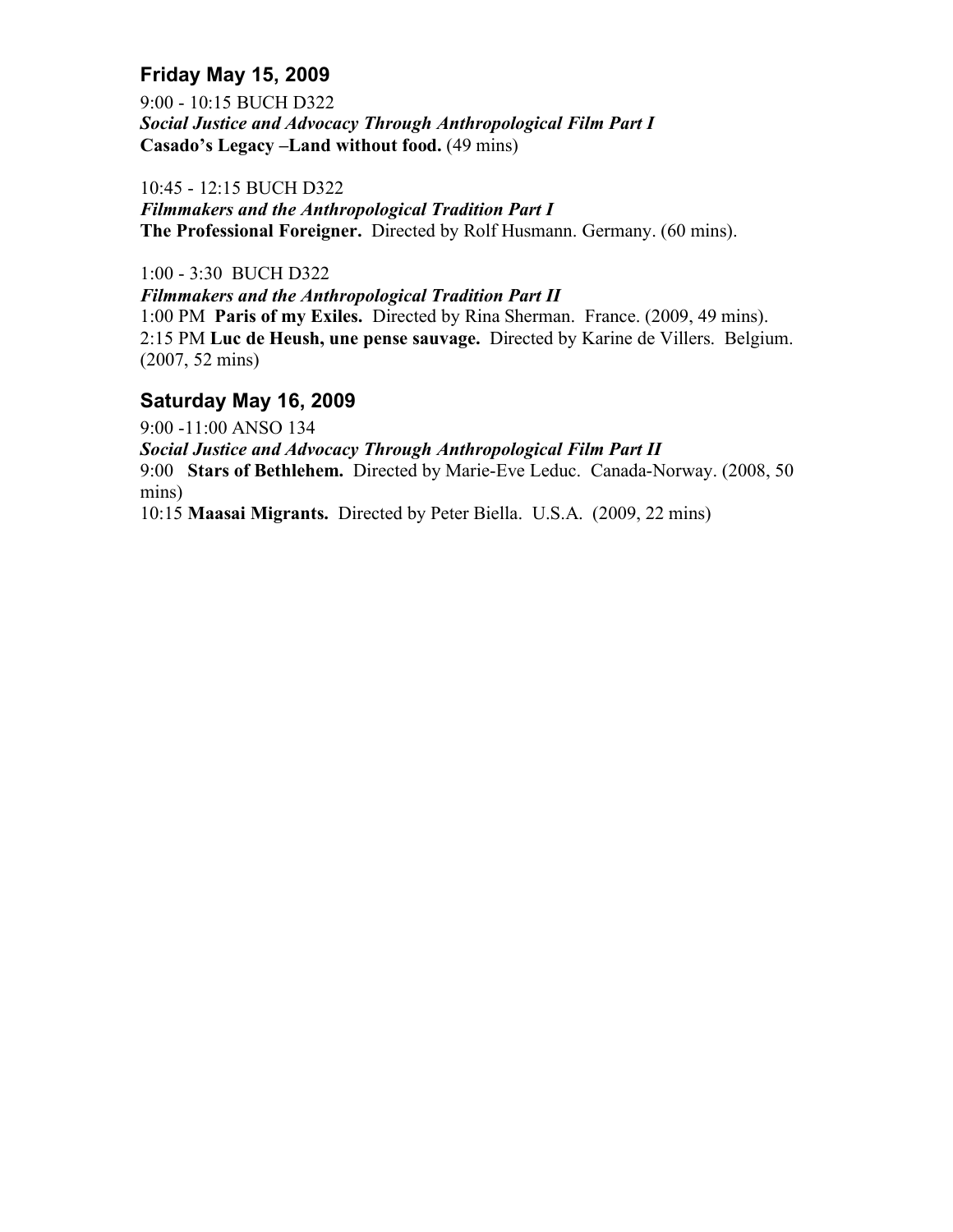## Friday May 15, 2009

9:00 - 10:15 BUCH D322
***Social Justice and Advocacy Through Anthropological Film Part I***
**Casado's Legacy –Land without food.** (49 mins)

10:45 - 12:15 BUCH D322
***Filmmakers and the Anthropological Tradition Part I***
**The Professional Foreigner.** Directed by Rolf Husmann. Germany. (60 mins).

1:00 - 3:30 BUCH D322
***Filmmakers and the Anthropological Tradition Part II***
1:00 PM **Paris of my Exiles.** Directed by Rina Sherman. France. (2009, 49 mins).
2:15 PM **Luc de Heush, une pense sauvage.** Directed by Karine de Villers. Belgium. (2007, 52 mins)

## Saturday May 16, 2009

9:00 -11:00 ANSO 134
***Social Justice and Advocacy Through Anthropological Film Part II***
9:00 **Stars of Bethlehem.** Directed by Marie-Eve Leduc. Canada-Norway. (2008, 50 mins)
10:15 **Maasai Migrants.** Directed by Peter Biella. U.S.A. (2009, 22 mins)